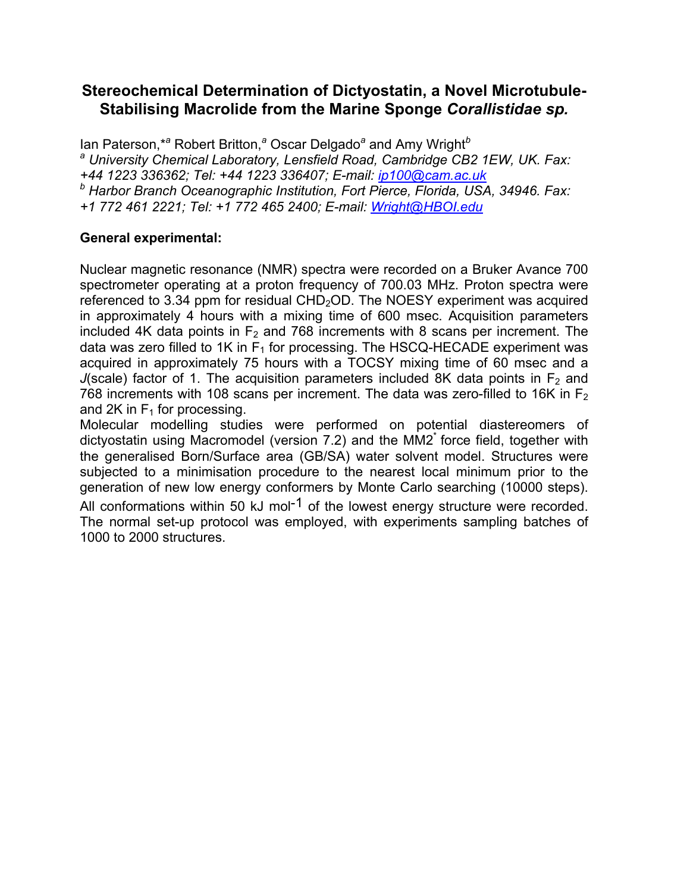# Stereochemical Determination of Dictyostatin, a Novel Microtubule-Stabilising Macrolide from the Marine Sponge *Corallistidae sp.*

Ian Paterson,*[a] Robert Britton,[a] Oscar Delgado[a] and Amy Wright[b]

[a] *University Chemical Laboratory, Lensfield Road, Cambridge CB2 1EW, UK. Fax: +44 1223 336362; Tel: +44 1223 336407; E-mail: ip100@cam.ac.uk*

[b] *Harbor Branch Oceanographic Institution, Fort Pierce, Florida, USA, 34946. Fax: +1 772 461 2221; Tel: +1 772 465 2400; E-mail: Wright@HBOI.edu*

**General experimental:**

Nuclear magnetic resonance (NMR) spectra were recorded on a Bruker Avance 700 spectrometer operating at a proton frequency of 700.03 MHz. Proton spectra were referenced to 3.34 ppm for residual $CHD_2OD$. The NOESY experiment was acquired in approximately 4 hours with a mixing time of 600 msec. Acquisition parameters included 4K data points in $F_2$ and 768 increments with 8 scans per increment. The data was zero filled to 1K in $F_1$ for processing. The HSCQ-HECADE experiment was acquired in approximately 75 hours with a TOCSY mixing time of 60 msec and a *J*(scale) factor of 1. The acquisition parameters included 8K data points in $F_2$ and 768 increments with 108 scans per increment. The data was zero-filled to 16K in $F_2$ and 2K in $F_1$ for processing.

Molecular modelling studies were performed on potential diastereomers of dictyostatin using Macromodel (version 7.2) and the MM2* force field, together with the generalised Born/Surface area (GB/SA) water solvent model. Structures were subjected to a minimisation procedure to the nearest local minimum prior to the generation of new low energy conformers by Monte Carlo searching (10000 steps). All conformations within 50 kJ $mol^{-1}$ of the lowest energy structure were recorded. The normal set-up protocol was employed, with experiments sampling batches of 1000 to 2000 structures.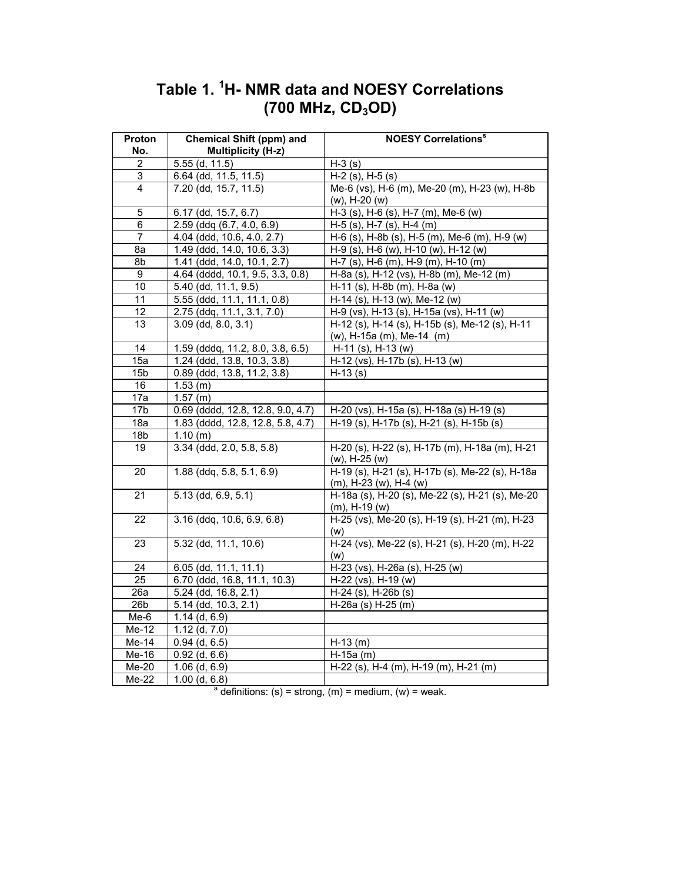# Table 1. $^1$H- NMR data and NOESY Correlations (700 MHz, $CD_3OD$)

| Proton No. | Chemical Shift (ppm) and Multiplicity (H-z) | NOESY Correlations[a] |
|---|---|---|
| 2 | 5.55 (d, 11.5) | H-3 (s) |
| 3 | 6.64 (dd, 11.5, 11.5) | H-2 (s), H-5 (s) |
| 4 | 7.20 (dd, 15.7, 11.5) | Me-6 (vs), H-6 (m), Me-20 (m), H-23 (w), H-8b (w), H-20 (w) |
| 5 | 6.17 (dd, 15.7, 6.7) | H-3 (s), H-6 (s), H-7 (m), Me-6 (w) |
| 6 | 2.59 (ddq (6.7, 4.0, 6.9) | H-5 (s), H-7 (s), H-4 (m) |
| 7 | 4.04 (ddd, 10.6, 4.0, 2.7) | H-6 (s), H-8b (s), H-5 (m), Me-6 (m), H-9 (w) |
| 8a | 1.49 (ddd, 14.0, 10.6, 3.3) | H-9 (s), H-6 (w), H-10 (w), H-12 (w) |
| 8b | 1.41 (ddd, 14.0, 10.1, 2.7) | H-7 (s), H-6 (m), H-9 (m), H-10 (m) |
| 9 | 4.64 (dddd, 10.1, 9.5, 3.3, 0.8) | H-8a (s), H-12 (vs), H-8b (m), Me-12 (m) |
| 10 | 5.40 (dd, 11.1, 9.5) | H-11 (s), H-8b (m), H-8a (w) |
| 11 | 5.55 (ddd, 11.1, 11.1, 0.8) | H-14 (s), H-13 (w), Me-12 (w) |
| 12 | 2.75 (ddq, 11.1, 3.1, 7.0) | H-9 (vs), H-13 (s), H-15a (vs), H-11 (w) |
| 13 | 3.09 (dd, 8.0, 3.1) | H-12 (s), H-14 (s), H-15b (s), Me-12 (s), H-11 (w), H-15a (m), Me-14 (m) |
| 14 | 1.59 (dddq, 11.2, 8.0, 3.8, 6.5) | H-11 (s), H-13 (w) |
| 15a | 1.24 (ddd, 13.8, 10.3, 3.8) | H-12 (vs), H-17b (s), H-13 (w) |
| 15b | 0.89 (ddd, 13.8, 11.2, 3.8) | H-13 (s) |
| 16 | 1.53 (m) | |
| 17a | 1.57 (m) | |
| 17b | 0.69 (dddd, 12.8, 12.8, 9.0, 4.7) | H-20 (vs), H-15a (s), H-18a (s) H-19 (s) |
| 18a | 1.83 (dddd, 12.8, 12.8, 5.8, 4.7) | H-19 (s), H-17b (s), H-21 (s), H-15b (s) |
| 18b | 1.10 (m) | |
| 19 | 3.34 (ddd, 2.0, 5.8, 5.8) | H-20 (s), H-22 (s), H-17b (m), H-18a (m), H-21 (w), H-25 (w) |
| 20 | 1.88 (ddq, 5.8, 5.1, 6.9) | H-19 (s), H-21 (s), H-17b (s), Me-22 (s), H-18a (m), H-23 (w), H-4 (w) |
| 21 | 5.13 (dd, 6.9, 5.1) | H-18a (s), H-20 (s), Me-22 (s), H-21 (s), Me-20 (m), H-19 (w) |
| 22 | 3.16 (ddq, 10.6, 6.9, 6.8) | H-25 (vs), Me-20 (s), H-19 (s), H-21 (m), H-23 (w) |
| 23 | 5.32 (dd, 11.1, 10.6) | H-24 (vs), Me-22 (s), H-21 (s), H-20 (m), H-22 (w) |
| 24 | 6.05 (dd, 11.1, 11.1) | H-23 (vs), H-26a (s), H-25 (w) |
| 25 | 6.70 (ddd, 16.8, 11.1, 10.3) | H-22 (vs), H-19 (w) |
| 26a | 5.24 (dd, 16.8, 2.1) | H-24 (s), H-26b (s) |
| 26b | 5.14 (dd, 10.3, 2.1) | H-26a (s) H-25 (m) |
| Me-6 | 1.14 (d, 6.9) | |
| Me-12 | 1.12 (d, 7.0) | |
| Me-14 | 0.94 (d, 6.5) | H-13 (m) |
| Me-16 | 0.92 (d, 6.6) | H-15a (m) |
| Me-20 | 1.06 (d, 6.9) | H-22 (s), H-4 (m), H-19 (m), H-21 (m) |
| Me-22 | 1.00 (d, 6.8) | |

[a] definitions: (s) = strong, (m) = medium, (w) = weak.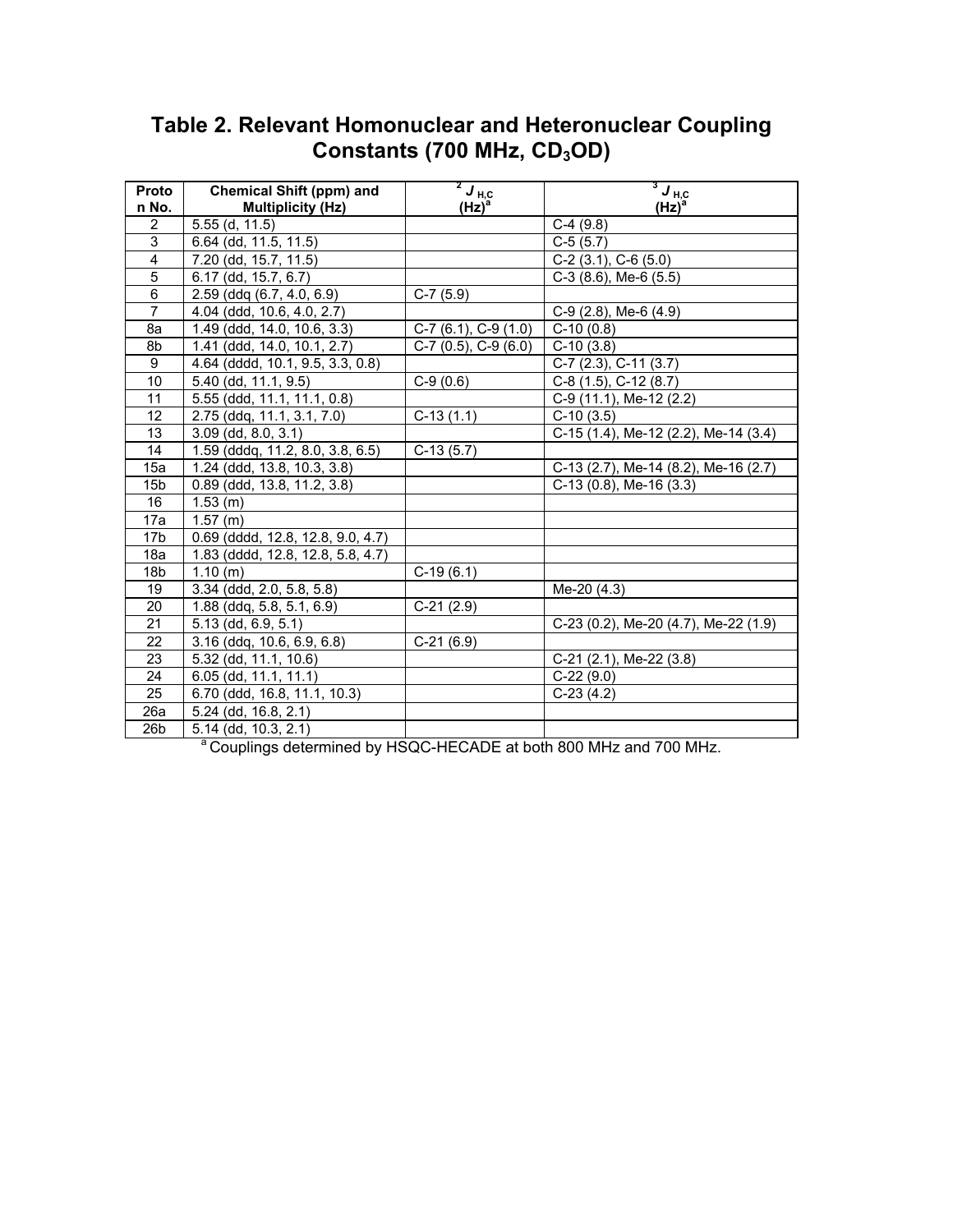# Table 2. Relevant Homonuclear and Heteronuclear Coupling Constants (700 MHz, $CD_3OD$)

| Proton No. | Chemical Shift (ppm) and Multiplicity (Hz) | $^2J_{H,C}$ (Hz)[a] | $^3J_{H,C}$ (Hz)[a] |
|---|---|---|---|
| 2 | 5.55 (d, 11.5) | | C-4 (9.8) |
| 3 | 6.64 (dd, 11.5, 11.5) | | C-5 (5.7) |
| 4 | 7.20 (dd, 15.7, 11.5) | | C-2 (3.1), C-6 (5.0) |
| 5 | 6.17 (dd, 15.7, 6.7) | | C-3 (8.6), Me-6 (5.5) |
| 6 | 2.59 (ddq (6.7, 4.0, 6.9) | C-7 (5.9) | |
| 7 | 4.04 (ddd, 10.6, 4.0, 2.7) | | C-9 (2.8), Me-6 (4.9) |
| 8a | 1.49 (ddd, 14.0, 10.6, 3.3) | C-7 (6.1), C-9 (1.0) | C-10 (0.8) |
| 8b | 1.41 (ddd, 14.0, 10.1, 2.7) | C-7 (0.5), C-9 (6.0) | C-10 (3.8) |
| 9 | 4.64 (dddd, 10.1, 9.5, 3.3, 0.8) | | C-7 (2.3), C-11 (3.7) |
| 10 | 5.40 (dd, 11.1, 9.5) | C-9 (0.6) | C-8 (1.5), C-12 (8.7) |
| 11 | 5.55 (ddd, 11.1, 11.1, 0.8) | | C-9 (11.1), Me-12 (2.2) |
| 12 | 2.75 (ddq, 11.1, 3.1, 7.0) | C-13 (1.1) | C-10 (3.5) |
| 13 | 3.09 (dd, 8.0, 3.1) | | C-15 (1.4), Me-12 (2.2), Me-14 (3.4) |
| 14 | 1.59 (dddq, 11.2, 8.0, 3.8, 6.5) | C-13 (5.7) | |
| 15a | 1.24 (ddd, 13.8, 10.3, 3.8) | | C-13 (2.7), Me-14 (8.2), Me-16 (2.7) |
| 15b | 0.89 (ddd, 13.8, 11.2, 3.8) | | C-13 (0.8), Me-16 (3.3) |
| 16 | 1.53 (m) | | |
| 17a | 1.57 (m) | | |
| 17b | 0.69 (dddd, 12.8, 12.8, 9.0, 4.7) | | |
| 18a | 1.83 (dddd, 12.8, 12.8, 5.8, 4.7) | | |
| 18b | 1.10 (m) | C-19 (6.1) | |
| 19 | 3.34 (ddd, 2.0, 5.8, 5.8) | | Me-20 (4.3) |
| 20 | 1.88 (ddq, 5.8, 5.1, 6.9) | C-21 (2.9) | |
| 21 | 5.13 (dd, 6.9, 5.1) | | C-23 (0.2), Me-20 (4.7), Me-22 (1.9) |
| 22 | 3.16 (ddq, 10.6, 6.9, 6.8) | C-21 (6.9) | |
| 23 | 5.32 (dd, 11.1, 10.6) | | C-21 (2.1), Me-22 (3.8) |
| 24 | 6.05 (dd, 11.1, 11.1) | | C-22 (9.0) |
| 25 | 6.70 (ddd, 16.8, 11.1, 10.3) | | C-23 (4.2) |
| 26a | 5.24 (dd, 16.8, 2.1) | | |
| 26b | 5.14 (dd, 10.3, 2.1) | | |

[a] Couplings determined by HSQC-HECADE at both 800 MHz and 700 MHz.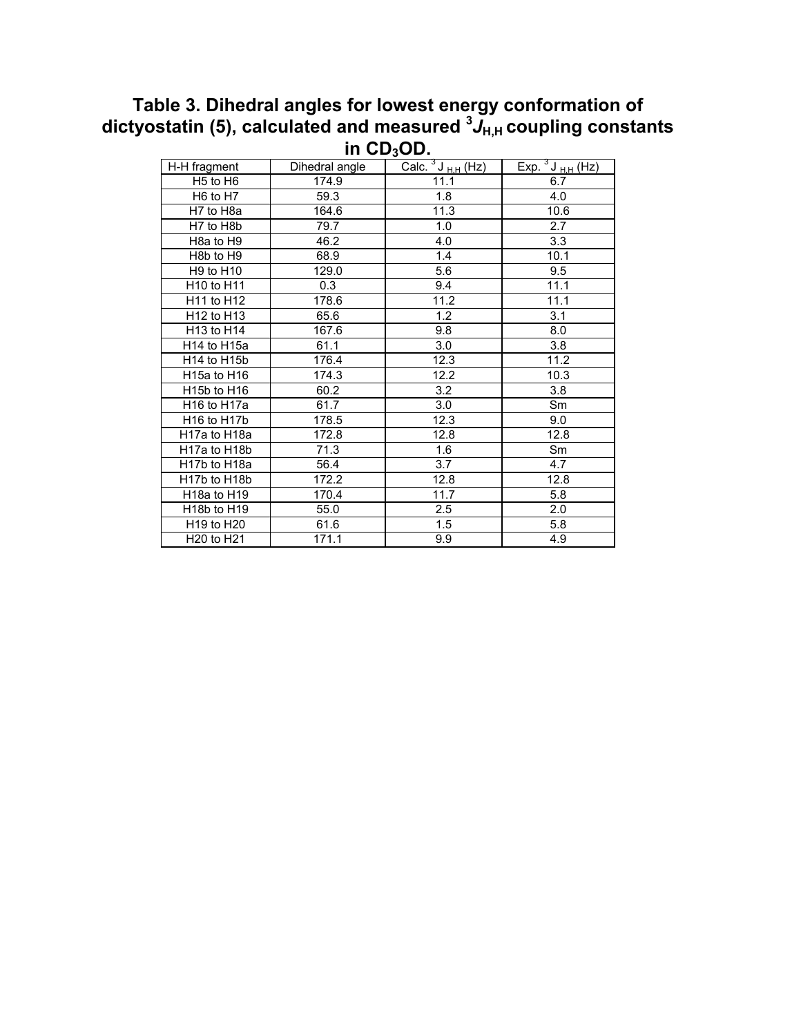# Table 3. Dihedral angles for lowest energy conformation of dictyostatin (5), calculated and measured $^3J_{H,H}$ coupling constants in $CD_3OD$.

| H-H fragment | Dihedral angle | Calc. $^3J_{H,H}$ (Hz) | Exp. $^3J_{H,H}$ (Hz) |
|---|---|---|---|
| H5 to H6 | 174.9 | 11.1 | 6.7 |
| H6 to H7 | 59.3 | 1.8 | 4.0 |
| H7 to H8a | 164.6 | 11.3 | 10.6 |
| H7 to H8b | 79.7 | 1.0 | 2.7 |
| H8a to H9 | 46.2 | 4.0 | 3.3 |
| H8b to H9 | 68.9 | 1.4 | 10.1 |
| H9 to H10 | 129.0 | 5.6 | 9.5 |
| H10 to H11 | 0.3 | 9.4 | 11.1 |
| H11 to H12 | 178.6 | 11.2 | 11.1 |
| H12 to H13 | 65.6 | 1.2 | 3.1 |
| H13 to H14 | 167.6 | 9.8 | 8.0 |
| H14 to H15a | 61.1 | 3.0 | 3.8 |
| H14 to H15b | 176.4 | 12.3 | 11.2 |
| H15a to H16 | 174.3 | 12.2 | 10.3 |
| H15b to H16 | 60.2 | 3.2 | 3.8 |
| H16 to H17a | 61.7 | 3.0 | Sm |
| H16 to H17b | 178.5 | 12.3 | 9.0 |
| H17a to H18a | 172.8 | 12.8 | 12.8 |
| H17a to H18b | 71.3 | 1.6 | Sm |
| H17b to H18a | 56.4 | 3.7 | 4.7 |
| H17b to H18b | 172.2 | 12.8 | 12.8 |
| H18a to H19 | 170.4 | 11.7 | 5.8 |
| H18b to H19 | 55.0 | 2.5 | 2.0 |
| H19 to H20 | 61.6 | 1.5 | 5.8 |
| H20 to H21 | 171.1 | 9.9 | 4.9 |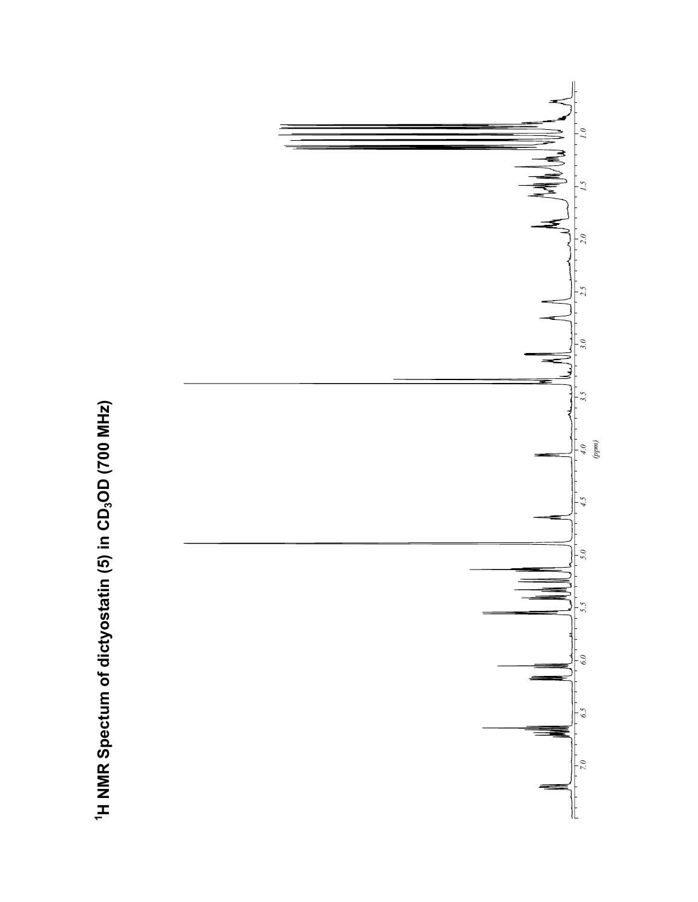# $^1$H NMR Spectum of dictyostatin (5) in $CD_3OD$ (700 MHz)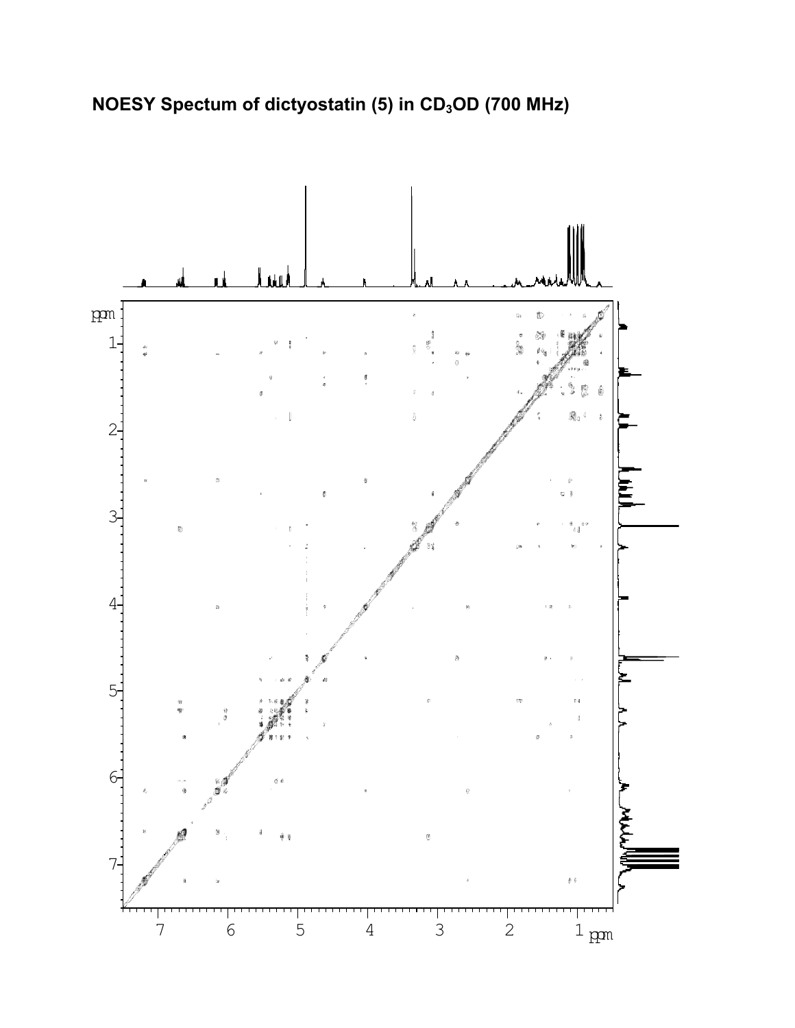**NOESY Spectum of dictyostatin (5) in $CD_3OD$ (700 MHz)**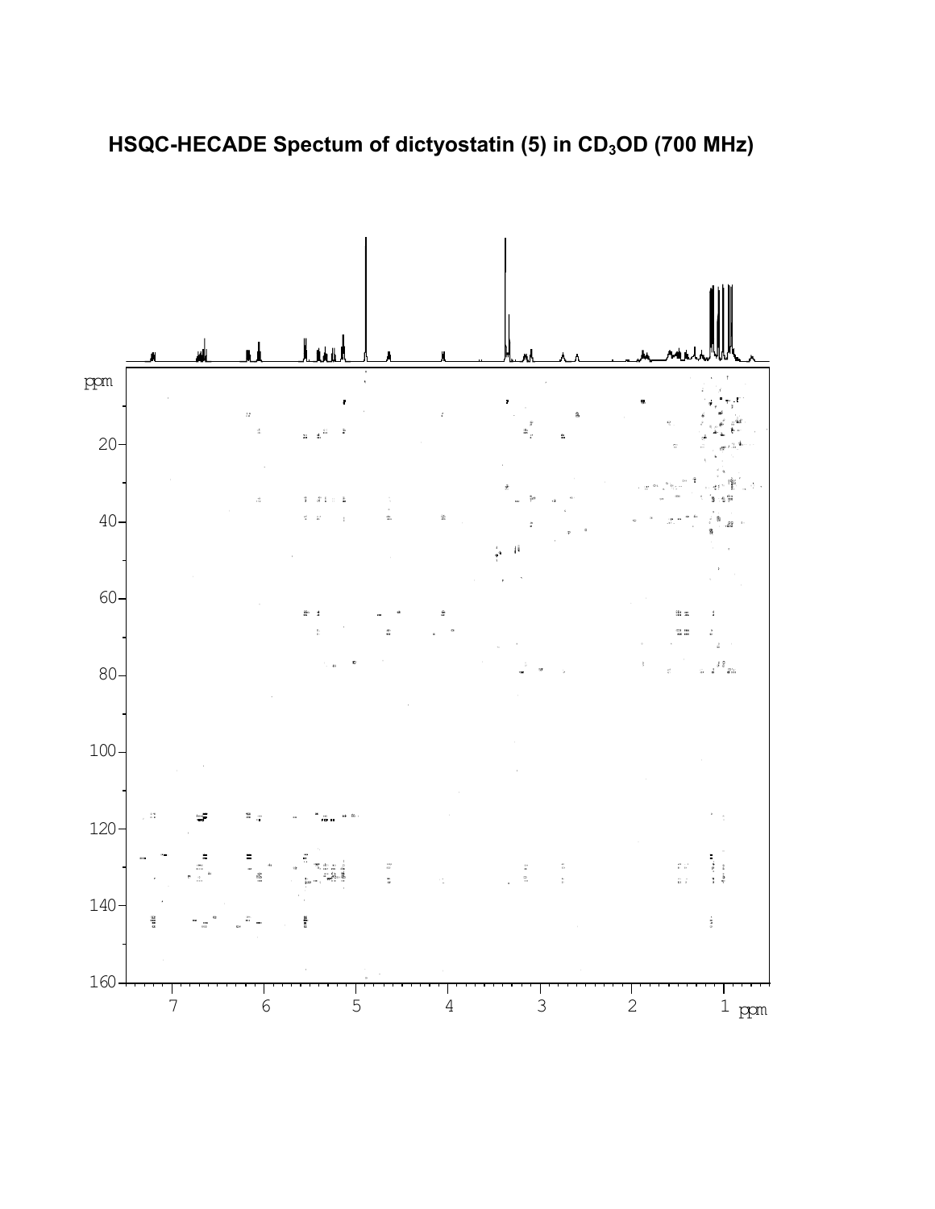**HSQC-HECADE Spectum of dictyostatin (5) in $CD_3OD$ (700 MHz)**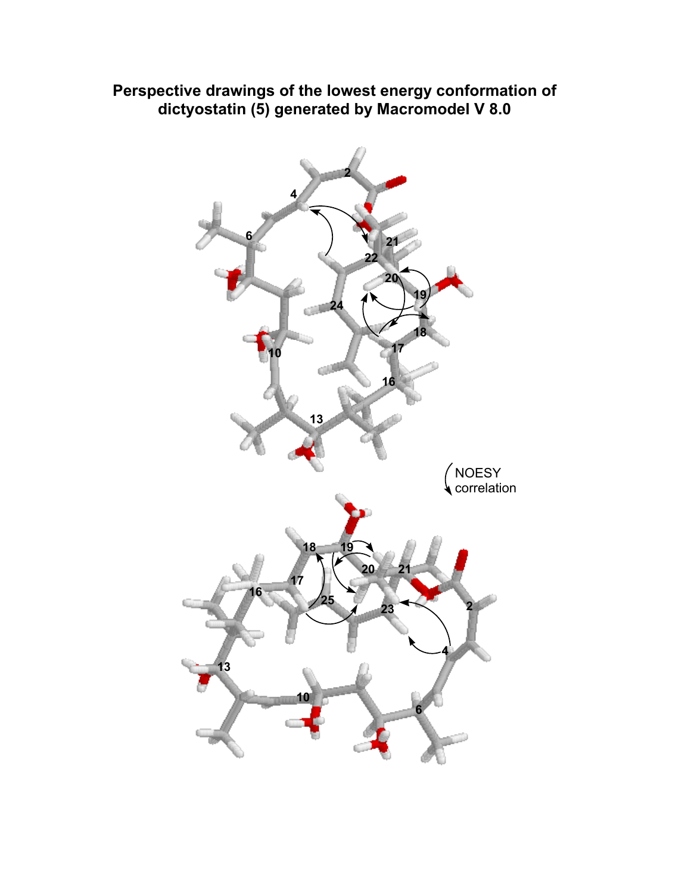**Perspective drawings of the lowest energy conformation of dictyostatin (5) generated by Macromodel V 8.0**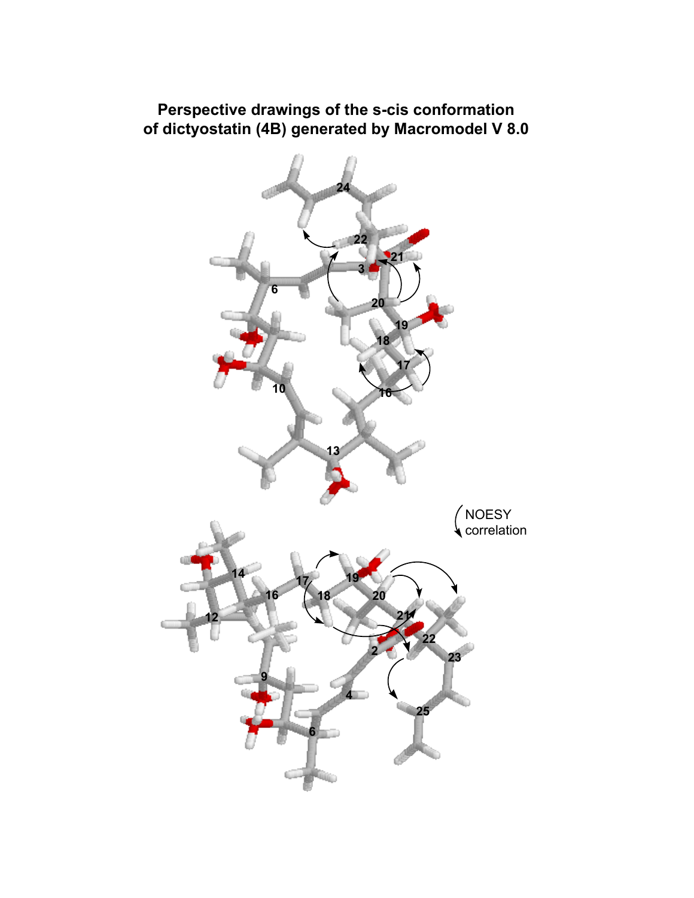**Perspective drawings of the s-cis conformation of dictyostatin (4B) generated by Macromodel V 8.0**

NOESY correlation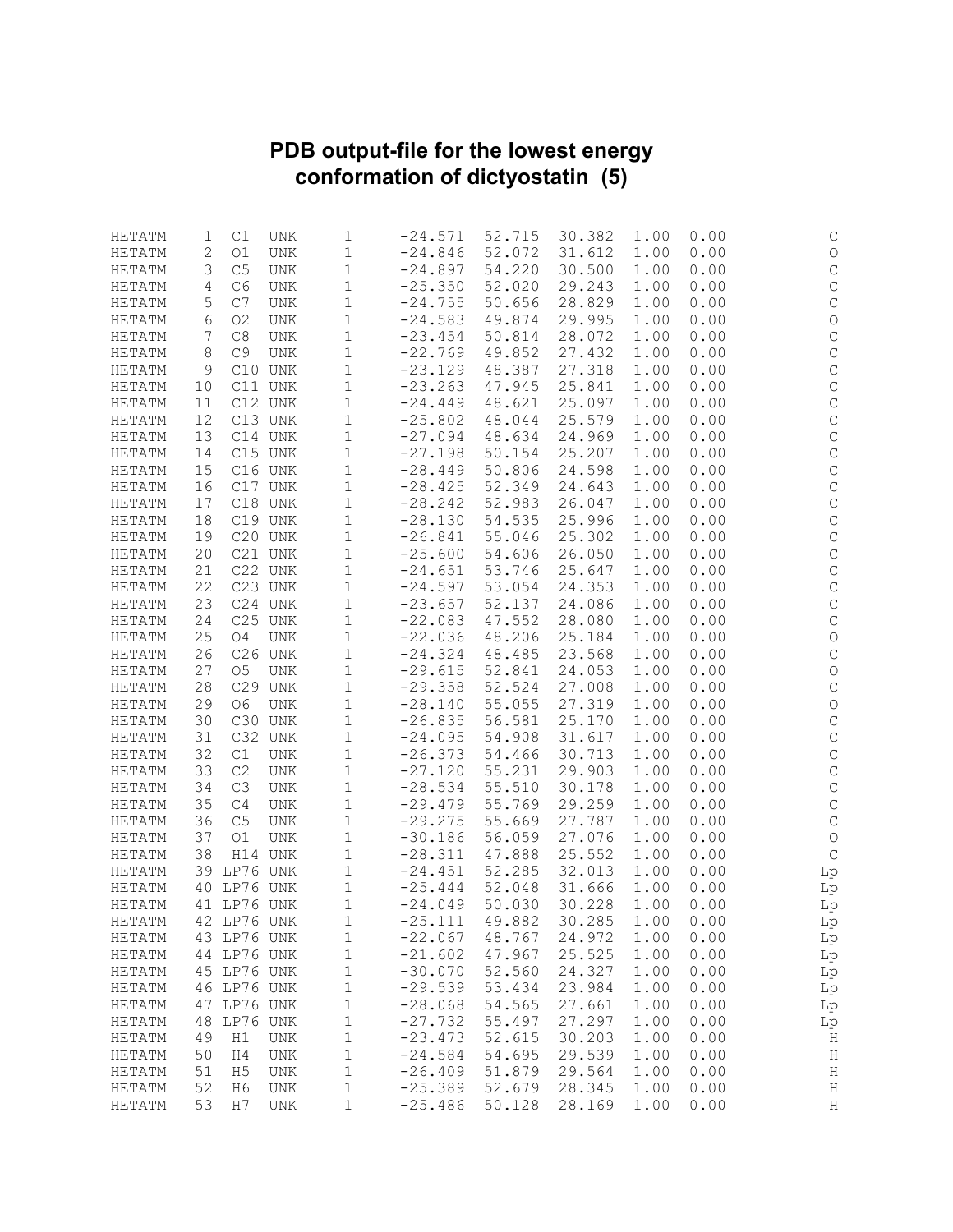# PDB output-file for the lowest energy conformation of dictyostatin (5)

```
HETATM    1  C1   UNK     1     -24.571  52.715  30.382  1.00  0.00           C
HETATM    2  O1   UNK     1     -24.846  52.072  31.612  1.00  0.00           O
HETATM    3  C5   UNK     1     -24.897  54.220  30.500  1.00  0.00           C
HETATM    4  C6   UNK     1     -25.350  52.020  29.243  1.00  0.00           C
HETATM    5  C7   UNK     1     -24.755  50.656  28.829  1.00  0.00           C
HETATM    6  O2   UNK     1     -24.583  49.874  29.995  1.00  0.00           O
HETATM    7  C8   UNK     1     -23.454  50.814  28.072  1.00  0.00           C
HETATM    8  C9   UNK     1     -22.769  49.852  27.432  1.00  0.00           C
HETATM    9  C10  UNK     1     -23.129  48.387  27.318  1.00  0.00           C
HETATM   10  C11  UNK     1     -23.263  47.945  25.841  1.00  0.00           C
HETATM   11  C12  UNK     1     -24.449  48.621  25.097  1.00  0.00           C
HETATM   12  C13  UNK     1     -25.802  48.044  25.579  1.00  0.00           C
HETATM   13  C14  UNK     1     -27.094  48.634  24.969  1.00  0.00           C
HETATM   14  C15  UNK     1     -27.198  50.154  25.207  1.00  0.00           C
HETATM   15  C16  UNK     1     -28.449  50.806  24.598  1.00  0.00           C
HETATM   16  C17  UNK     1     -28.425  52.349  24.643  1.00  0.00           C
HETATM   17  C18  UNK     1     -28.242  52.983  26.047  1.00  0.00           C
HETATM   18  C19  UNK     1     -28.130  54.535  25.996  1.00  0.00           C
HETATM   19  C20  UNK     1     -26.841  55.046  25.302  1.00  0.00           C
HETATM   20  C21  UNK     1     -25.600  54.606  26.050  1.00  0.00           C
HETATM   21  C22  UNK     1     -24.651  53.746  25.647  1.00  0.00           C
HETATM   22  C23  UNK     1     -24.597  53.054  24.353  1.00  0.00           C
HETATM   23  C24  UNK     1     -23.657  52.137  24.086  1.00  0.00           C
HETATM   24  C25  UNK     1     -22.083  47.552  28.080  1.00  0.00           C
HETATM   25  O4   UNK     1     -22.036  48.206  25.184  1.00  0.00           O
HETATM   26  C26  UNK     1     -24.324  48.485  23.568  1.00  0.00           C
HETATM   27  O5   UNK     1     -29.615  52.841  24.053  1.00  0.00           O
HETATM   28  C29  UNK     1     -29.358  52.524  27.008  1.00  0.00           C
HETATM   29  O6   UNK     1     -28.140  55.055  27.319  1.00  0.00           O
HETATM   30  C30  UNK     1     -26.835  56.581  25.170  1.00  0.00           C
HETATM   31  C32  UNK     1     -24.095  54.908  31.617  1.00  0.00           C
HETATM   32  C1   UNK     1     -26.373  54.466  30.713  1.00  0.00           C
HETATM   33  C2   UNK     1     -27.120  55.231  29.903  1.00  0.00           C
HETATM   34  C3   UNK     1     -28.534  55.510  30.178  1.00  0.00           C
HETATM   35  C4   UNK     1     -29.479  55.769  29.259  1.00  0.00           C
HETATM   36  C5   UNK     1     -29.275  55.669  27.787  1.00  0.00           C
HETATM   37  O1   UNK     1     -30.186  56.059  27.076  1.00  0.00           O
HETATM   38  H14  UNK     1     -28.311  47.888  25.552  1.00  0.00           C
HETATM   39 LP76  UNK     1     -24.451  52.285  32.013  1.00  0.00          Lp
HETATM   40 LP76  UNK     1     -25.444  52.048  31.666  1.00  0.00          Lp
HETATM   41 LP76  UNK     1     -24.049  50.030  30.228  1.00  0.00          Lp
HETATM   42 LP76  UNK     1     -25.111  49.882  30.285  1.00  0.00          Lp
HETATM   43 LP76  UNK     1     -22.067  48.767  24.972  1.00  0.00          Lp
HETATM   44 LP76  UNK     1     -21.602  47.967  25.525  1.00  0.00          Lp
HETATM   45 LP76  UNK     1     -30.070  52.560  24.327  1.00  0.00          Lp
HETATM   46 LP76  UNK     1     -29.539  53.434  23.984  1.00  0.00          Lp
HETATM   47 LP76  UNK     1     -28.068  54.565  27.661  1.00  0.00          Lp
HETATM   48 LP76  UNK     1     -27.732  55.497  27.297  1.00  0.00          Lp
HETATM   49  H1   UNK     1     -23.473  52.615  30.203  1.00  0.00           H
HETATM   50  H4   UNK     1     -24.584  54.695  29.539  1.00  0.00           H
HETATM   51  H5   UNK     1     -26.409  51.879  29.564  1.00  0.00           H
HETATM   52  H6   UNK     1     -25.389  52.679  28.345  1.00  0.00           H
HETATM   53  H7   UNK     1     -25.486  50.128  28.169  1.00  0.00           H
```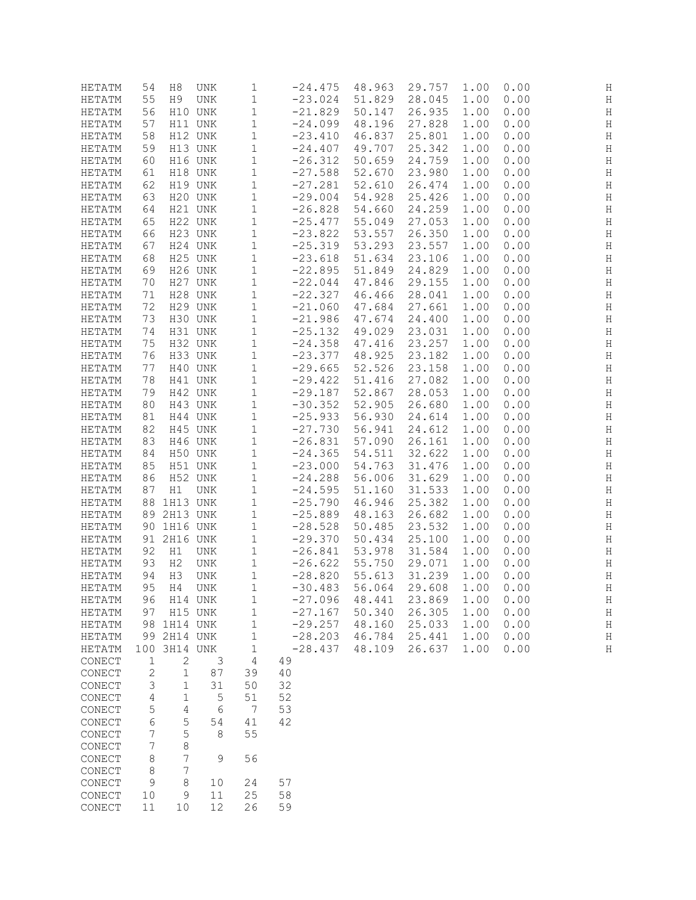```
HETATM   54  H8  UNK     1     -24.475  48.963  29.757  1.00  0.00           H
HETATM   55  H9  UNK     1     -23.024  51.829  28.045  1.00  0.00           H
HETATM   56  H10 UNK     1     -21.829  50.147  26.935  1.00  0.00           H
HETATM   57  H11 UNK     1     -24.099  48.196  27.828  1.00  0.00           H
HETATM   58  H12 UNK     1     -23.410  46.837  25.801  1.00  0.00           H
HETATM   59  H13 UNK     1     -24.407  49.707  25.342  1.00  0.00           H
HETATM   60  H16 UNK     1     -26.312  50.659  24.759  1.00  0.00           H
HETATM   61  H18 UNK     1     -27.588  52.670  23.980  1.00  0.00           H
HETATM   62  H19 UNK     1     -27.281  52.610  26.474  1.00  0.00           H
HETATM   63  H20 UNK     1     -29.004  54.928  25.426  1.00  0.00           H
HETATM   64  H21 UNK     1     -26.828  54.660  24.259  1.00  0.00           H
HETATM   65  H22 UNK     1     -25.477  55.049  27.053  1.00  0.00           H
HETATM   66  H23 UNK     1     -23.822  53.557  26.350  1.00  0.00           H
HETATM   67  H24 UNK     1     -25.319  53.293  23.557  1.00  0.00           H
HETATM   68  H25 UNK     1     -23.618  51.634  23.106  1.00  0.00           H
HETATM   69  H26 UNK     1     -22.895  51.849  24.829  1.00  0.00           H
HETATM   70  H27 UNK     1     -22.044  47.846  29.155  1.00  0.00           H
HETATM   71  H28 UNK     1     -22.327  46.466  28.041  1.00  0.00           H
HETATM   72  H29 UNK     1     -21.060  47.684  27.661  1.00  0.00           H
HETATM   73  H30 UNK     1     -21.986  47.674  24.400  1.00  0.00           H
HETATM   74  H31 UNK     1     -25.132  49.029  23.031  1.00  0.00           H
HETATM   75  H32 UNK     1     -24.358  47.416  23.257  1.00  0.00           H
HETATM   76  H33 UNK     1     -23.377  48.925  23.182  1.00  0.00           H
HETATM   77  H40 UNK     1     -29.665  52.526  23.158  1.00  0.00           H
HETATM   78  H41 UNK     1     -29.422  51.416  27.082  1.00  0.00           H
HETATM   79  H42 UNK     1     -29.187  52.867  28.053  1.00  0.00           H
HETATM   80  H43 UNK     1     -30.352  52.905  26.680  1.00  0.00           H
HETATM   81  H44 UNK     1     -25.933  56.930  24.614  1.00  0.00           H
HETATM   82  H45 UNK     1     -27.730  56.941  24.612  1.00  0.00           H
HETATM   83  H46 UNK     1     -26.831  57.090  26.161  1.00  0.00           H
HETATM   84  H50 UNK     1     -24.365  54.511  32.622  1.00  0.00           H
HETATM   85  H51 UNK     1     -23.000  54.763  31.476  1.00  0.00           H
HETATM   86  H52 UNK     1     -24.288  56.006  31.629  1.00  0.00           H
HETATM   87  H1  UNK     1     -24.595  51.160  31.533  1.00  0.00           H
HETATM   88 1H13 UNK     1     -25.790  46.946  25.382  1.00  0.00           H
HETATM   89 2H13 UNK     1     -25.889  48.163  26.682  1.00  0.00           H
HETATM   90 1H16 UNK     1     -28.528  50.485  23.532  1.00  0.00           H
HETATM   91 2H16 UNK     1     -29.370  50.434  25.100  1.00  0.00           H
HETATM   92  H1  UNK     1     -26.841  53.978  31.584  1.00  0.00           H
HETATM   93  H2  UNK     1     -26.622  55.750  29.071  1.00  0.00           H
HETATM   94  H3  UNK     1     -28.820  55.613  31.239  1.00  0.00           H
HETATM   95  H4  UNK     1     -30.483  56.064  29.608  1.00  0.00           H
HETATM   96  H14 UNK     1     -27.096  48.441  23.869  1.00  0.00           H
HETATM   97  H15 UNK     1     -27.167  50.340  26.305  1.00  0.00           H
HETATM   98 1H14 UNK     1     -29.257  48.160  25.033  1.00  0.00           H
HETATM   99 2H14 UNK     1     -28.203  46.784  25.441  1.00  0.00           H
HETATM  100 3H14 UNK     1     -28.437  48.109  26.637  1.00  0.00           H
CONECT    1    2    3    4   49
CONECT    2    1   87   39   40
CONECT    3    1   31   50   32
CONECT    4    1    5   51   52
CONECT    5    4    6    7   53
CONECT    6    5   54   41   42
CONECT    7    5    8   55
CONECT    7    8
CONECT    8    7    9   56
CONECT    8    7
CONECT    9    8   10   24   57
CONECT   10    9   11   25   58
CONECT   11   10   12   26   59
```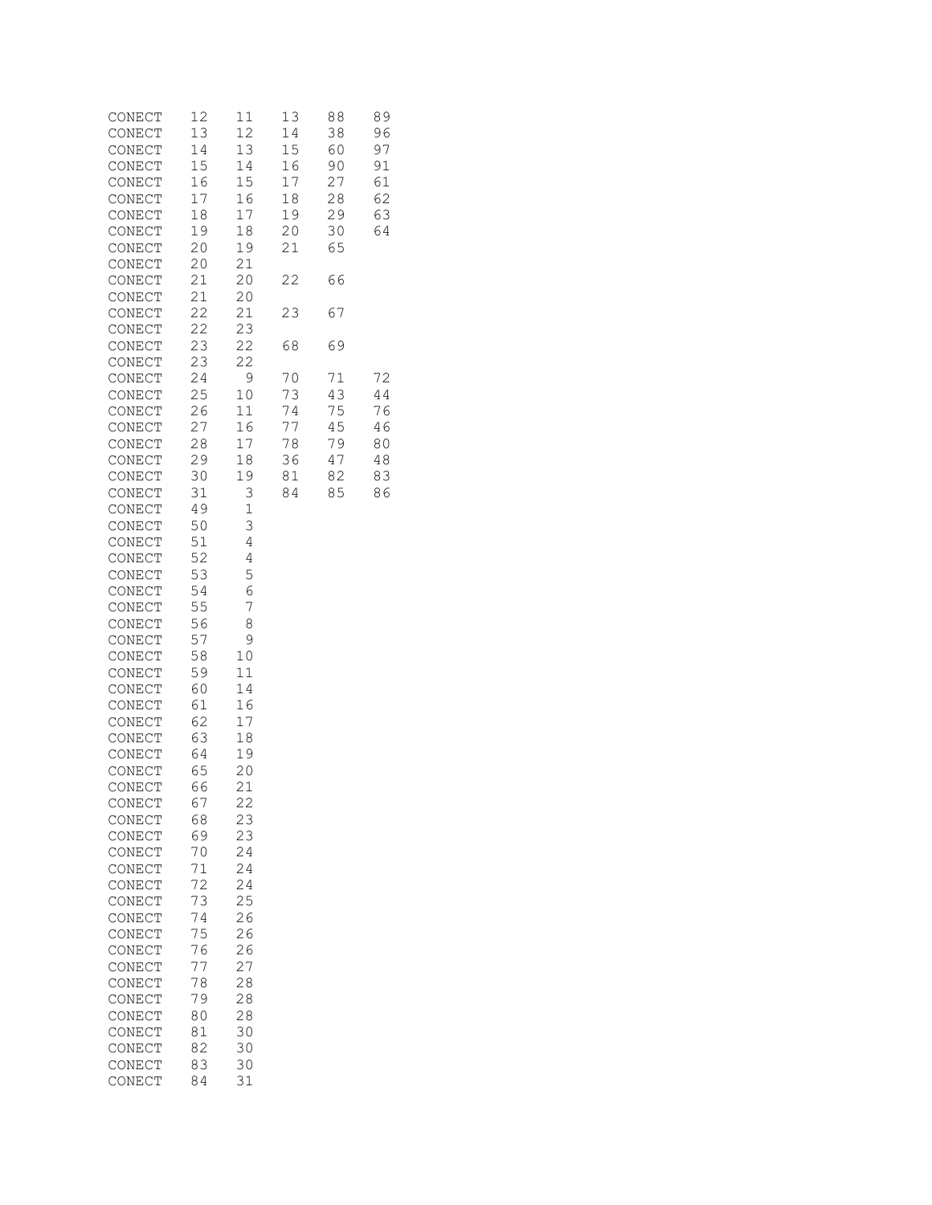```
CONECT   12   11   13   88   89
CONECT   13   12   14   38   96
CONECT   14   13   15   60   97
CONECT   15   14   16   90   91
CONECT   16   15   17   27   61
CONECT   17   16   18   28   62
CONECT   18   17   19   29   63
CONECT   19   18   20   30   64
CONECT   20   19   21   65
CONECT   20   21
CONECT   21   20   22   66
CONECT   21   20
CONECT   22   21   23   67
CONECT   22   23
CONECT   23   22   68   69
CONECT   23   22
CONECT   24    9   70   71   72
CONECT   25   10   73   43   44
CONECT   26   11   74   75   76
CONECT   27   16   77   45   46
CONECT   28   17   78   79   80
CONECT   29   18   36   47   48
CONECT   30   19   81   82   83
CONECT   31    3   84   85   86
CONECT   49    1
CONECT   50    3
CONECT   51    4
CONECT   52    4
CONECT   53    5
CONECT   54    6
CONECT   55    7
CONECT   56    8
CONECT   57    9
CONECT   58   10
CONECT   59   11
CONECT   60   14
CONECT   61   16
CONECT   62   17
CONECT   63   18
CONECT   64   19
CONECT   65   20
CONECT   66   21
CONECT   67   22
CONECT   68   23
CONECT   69   23
CONECT   70   24
CONECT   71   24
CONECT   72   24
CONECT   73   25
CONECT   74   26
CONECT   75   26
CONECT   76   26
CONECT   77   27
CONECT   78   28
CONECT   79   28
CONECT   80   28
CONECT   81   30
CONECT   82   30
CONECT   83   30
CONECT   84   31
```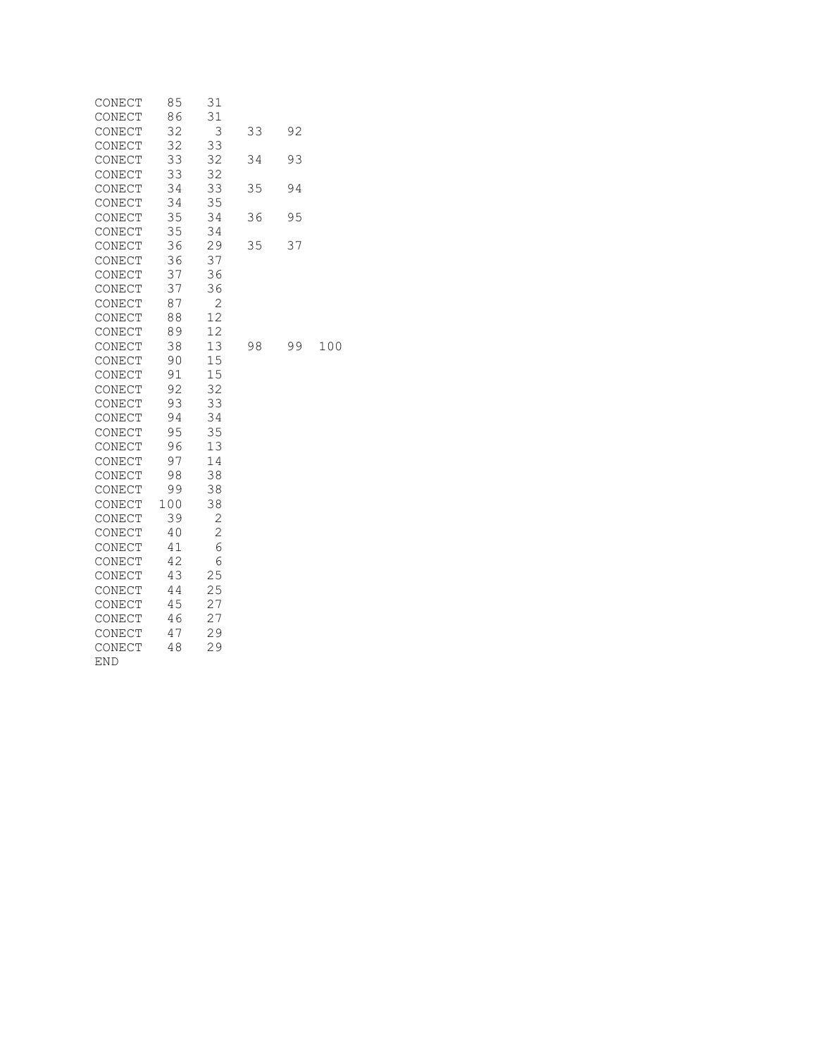```
CONECT   85   31
CONECT   86   31
CONECT   32    3   33   92
CONECT   32   33
CONECT   33   32   34   93
CONECT   33   32
CONECT   34   33   35   94
CONECT   34   35
CONECT   35   34   36   95
CONECT   35   34
CONECT   36   29   35   37
CONECT   36   37
CONECT   37   36
CONECT   37   36
CONECT   87    2
CONECT   88   12
CONECT   89   12
CONECT   38   13   98   99  100
CONECT   90   15
CONECT   91   15
CONECT   92   32
CONECT   93   33
CONECT   94   34
CONECT   95   35
CONECT   96   13
CONECT   97   14
CONECT   98   38
CONECT   99   38
CONECT  100   38
CONECT   39    2
CONECT   40    2
CONECT   41    6
CONECT   42    6
CONECT   43   25
CONECT   44   25
CONECT   45   27
CONECT   46   27
CONECT   47   29
CONECT   48   29
END
```